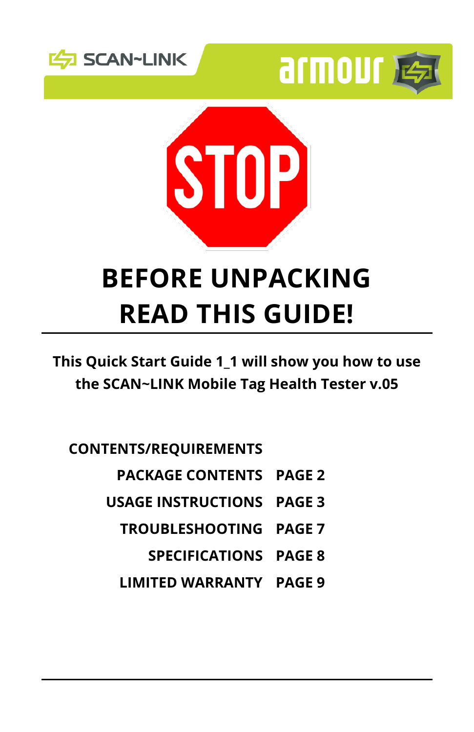SCAN~LINK

armour

STOP

# BEFORE UNPACKING READ THIS GUIDE!

**This Quick Start Guide 1_1 will show you how to use the SCAN~LINK Mobile Tag Health Tester v.05**

**CONTENTS/REQUIREMENTS**

| | |
|---|---|
| PACKAGE CONTENTS | PAGE 2 |
| USAGE INSTRUCTIONS | PAGE 3 |
| TROUBLESHOOTING | PAGE 7 |
| SPECIFICATIONS | PAGE 8 |
| LIMITED WARRANTY | PAGE 9 |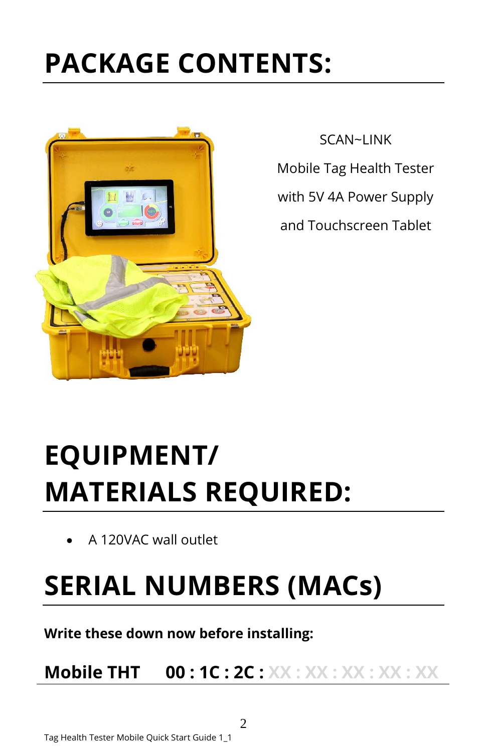# PACKAGE CONTENTS:

SCAN~LINK

Mobile Tag Health Tester

with 5V 4A Power Supply

and Touchscreen Tablet

# EQUIPMENT/ MATERIALS REQUIRED:

- A 120VAC wall outlet

# SERIAL NUMBERS (MACs)

**Write these down now before installing:**

**Mobile THT 00 : 1C : 2C :** XX : XX : XX : XX : XX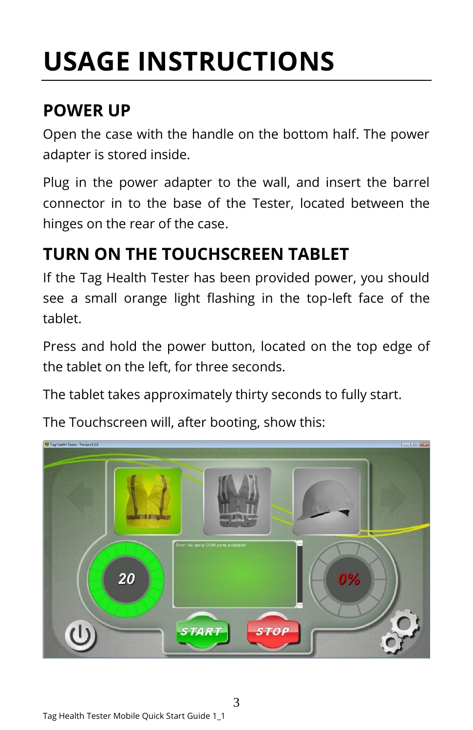# USAGE INSTRUCTIONS

## POWER UP

Open the case with the handle on the bottom half. The power adapter is stored inside.

Plug in the power adapter to the wall, and insert the barrel connector in to the base of the Tester, located between the hinges on the rear of the case.

## TURN ON THE TOUCHSCREEN TABLET

If the Tag Health Tester has been provided power, you should see a small orange light flashing in the top-left face of the tablet.

Press and hold the power button, located on the top edge of the tablet on the left, for three seconds.

The tablet takes approximately thirty seconds to fully start.

The Touchscreen will, after booting, show this: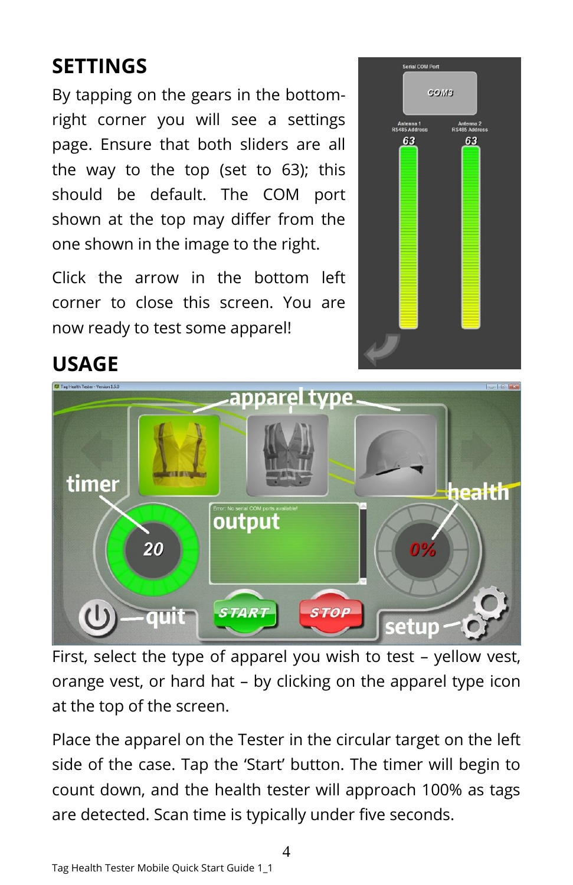## SETTINGS

By tapping on the gears in the bottom-right corner you will see a settings page. Ensure that both sliders are all the way to the top (set to 63); this should be default. The COM port shown at the top may differ from the one shown in the image to the right.

Click the arrow in the bottom left corner to close this screen. You are now ready to test some apparel!

## USAGE

First, select the type of apparel you wish to test – yellow vest, orange vest, or hard hat – by clicking on the apparel type icon at the top of the screen.

Place the apparel on the Tester in the circular target on the left side of the case. Tap the 'Start' button. The timer will begin to count down, and the health tester will approach 100% as tags are detected. Scan time is typically under five seconds.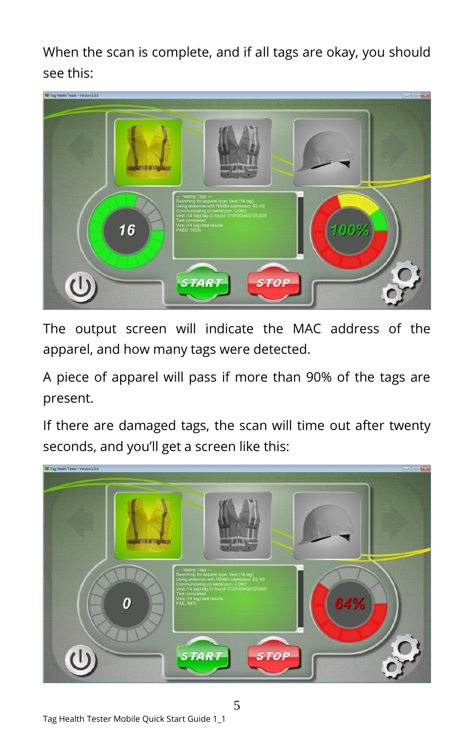When the scan is complete, and if all tags are okay, you should see this:

The output screen will indicate the MAC address of the apparel, and how many tags were detected.

A piece of apparel will pass if more than 90% of the tags are present.

If there are damaged tags, the scan will time out after twenty seconds, and you'll get a screen like this: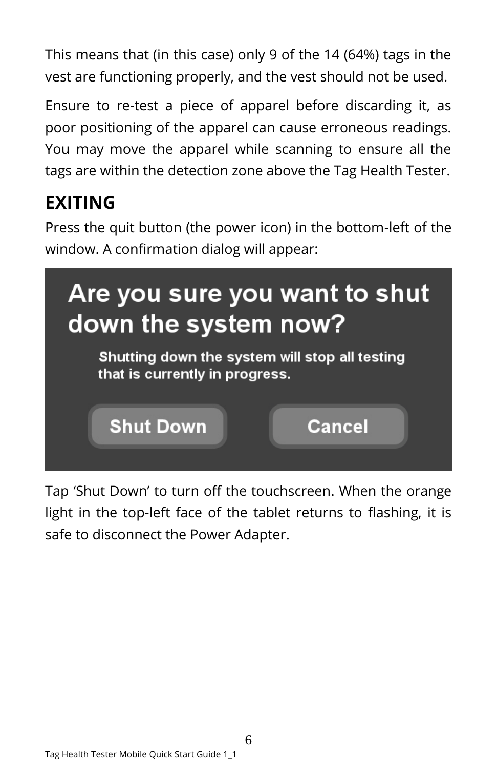This means that (in this case) only 9 of the 14 (64%) tags in the vest are functioning properly, and the vest should not be used.

Ensure to re-test a piece of apparel before discarding it, as poor positioning of the apparel can cause erroneous readings. You may move the apparel while scanning to ensure all the tags are within the detection zone above the Tag Health Tester.

## EXITING

Press the quit button (the power icon) in the bottom-left of the window. A confirmation dialog will appear:

Are you sure you want to shut down the system now?

Shutting down the system will stop all testing that is currently in progress.

Shut Down     Cancel

Tap 'Shut Down' to turn off the touchscreen. When the orange light in the top-left face of the tablet returns to flashing, it is safe to disconnect the Power Adapter.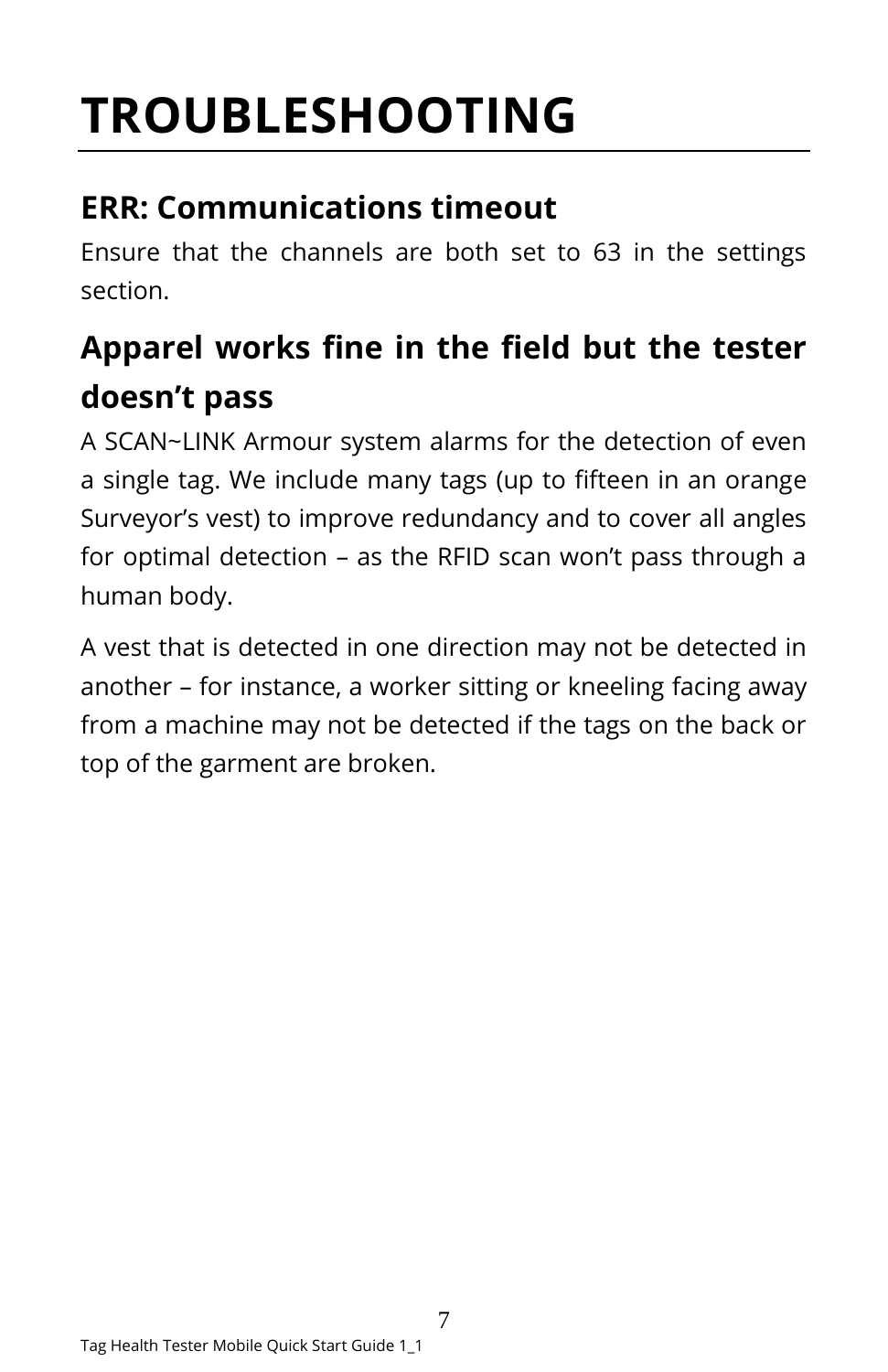# TROUBLESHOOTING

## ERR: Communications timeout

Ensure that the channels are both set to 63 in the settings section.

## Apparel works fine in the field but the tester doesn't pass

A SCAN~LINK Armour system alarms for the detection of even a single tag. We include many tags (up to fifteen in an orange Surveyor's vest) to improve redundancy and to cover all angles for optimal detection – as the RFID scan won't pass through a human body.

A vest that is detected in one direction may not be detected in another – for instance, a worker sitting or kneeling facing away from a machine may not be detected if the tags on the back or top of the garment are broken.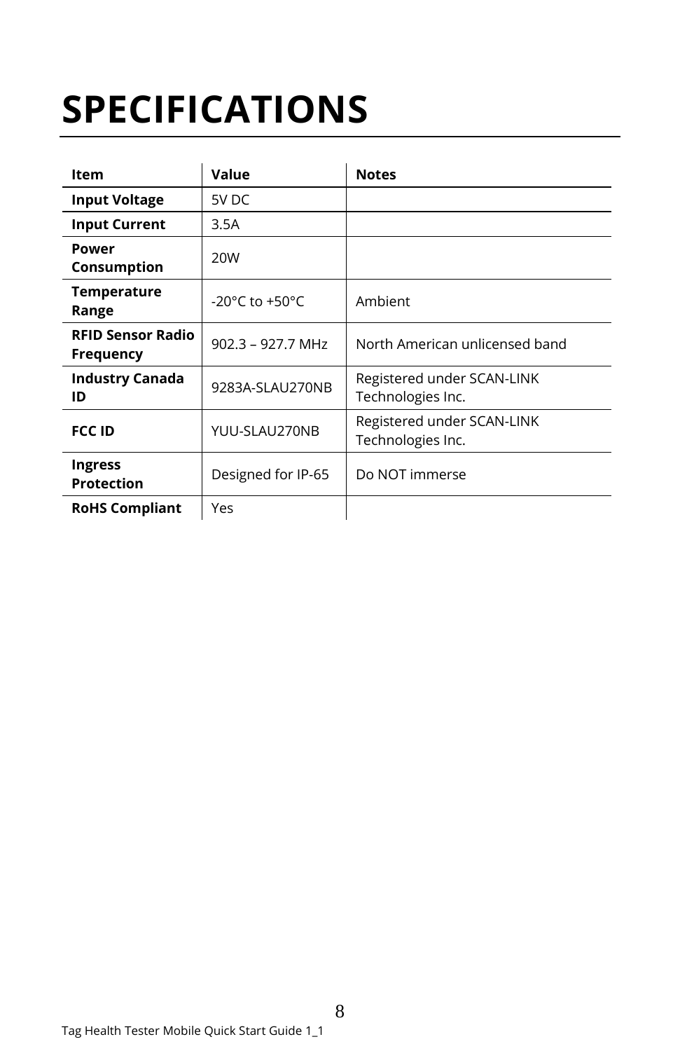# SPECIFICATIONS

| Item | Value | Notes |
| --- | --- | --- |
| **Input Voltage** | 5V DC | |
| **Input Current** | 3.5A | |
| **Power Consumption** | 20W | |
| **Temperature Range** | -20°C to +50°C | Ambient |
| **RFID Sensor Radio Frequency** | 902.3 – 927.7 MHz | North American unlicensed band |
| **Industry Canada ID** | 9283A-SLAU270NB | Registered under SCAN-LINK Technologies Inc. |
| **FCC ID** | YUU-SLAU270NB | Registered under SCAN-LINK Technologies Inc. |
| **Ingress Protection** | Designed for IP-65 | Do NOT immerse |
| **RoHS Compliant** | Yes | |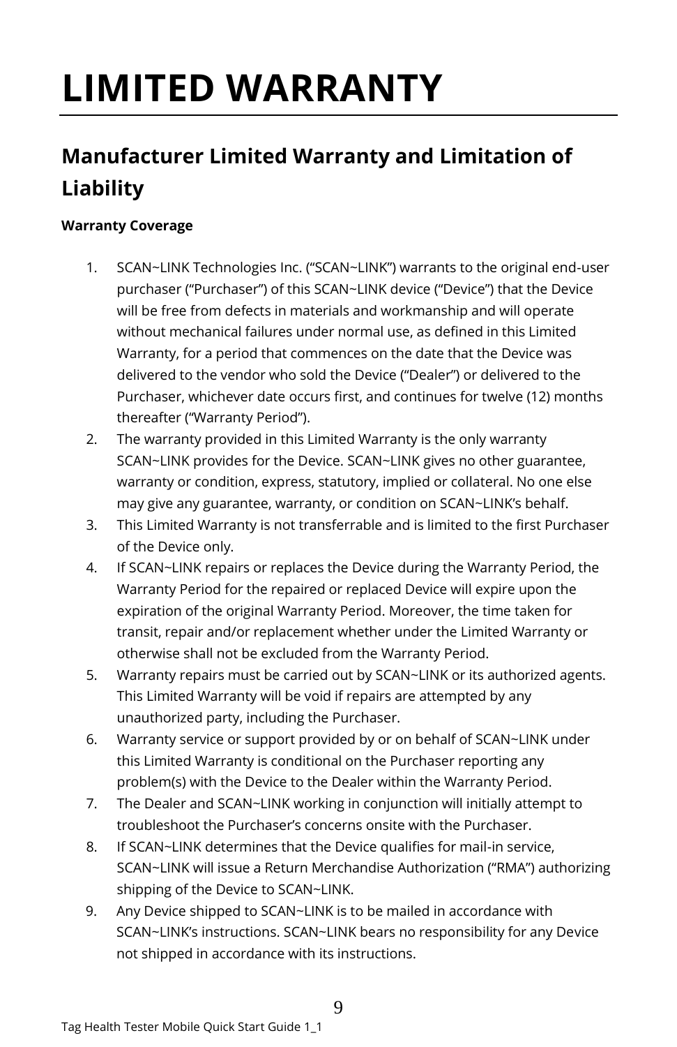# LIMITED WARRANTY

## Manufacturer Limited Warranty and Limitation of Liability

**Warranty Coverage**

1. SCAN~LINK Technologies Inc. (“SCAN~LINK”) warrants to the original end-user purchaser (“Purchaser”) of this SCAN~LINK device (“Device”) that the Device will be free from defects in materials and workmanship and will operate without mechanical failures under normal use, as defined in this Limited Warranty, for a period that commences on the date that the Device was delivered to the vendor who sold the Device (“Dealer”) or delivered to the Purchaser, whichever date occurs first, and continues for twelve (12) months thereafter (“Warranty Period”).
2. The warranty provided in this Limited Warranty is the only warranty SCAN~LINK provides for the Device. SCAN~LINK gives no other guarantee, warranty or condition, express, statutory, implied or collateral. No one else may give any guarantee, warranty, or condition on SCAN~LINK’s behalf.
3. This Limited Warranty is not transferrable and is limited to the first Purchaser of the Device only.
4. If SCAN~LINK repairs or replaces the Device during the Warranty Period, the Warranty Period for the repaired or replaced Device will expire upon the expiration of the original Warranty Period. Moreover, the time taken for transit, repair and/or replacement whether under the Limited Warranty or otherwise shall not be excluded from the Warranty Period.
5. Warranty repairs must be carried out by SCAN~LINK or its authorized agents. This Limited Warranty will be void if repairs are attempted by any unauthorized party, including the Purchaser.
6. Warranty service or support provided by or on behalf of SCAN~LINK under this Limited Warranty is conditional on the Purchaser reporting any problem(s) with the Device to the Dealer within the Warranty Period.
7. The Dealer and SCAN~LINK working in conjunction will initially attempt to troubleshoot the Purchaser’s concerns onsite with the Purchaser.
8. If SCAN~LINK determines that the Device qualifies for mail-in service, SCAN~LINK will issue a Return Merchandise Authorization (“RMA”) authorizing shipping of the Device to SCAN~LINK.
9. Any Device shipped to SCAN~LINK is to be mailed in accordance with SCAN~LINK’s instructions. SCAN~LINK bears no responsibility for any Device not shipped in accordance with its instructions.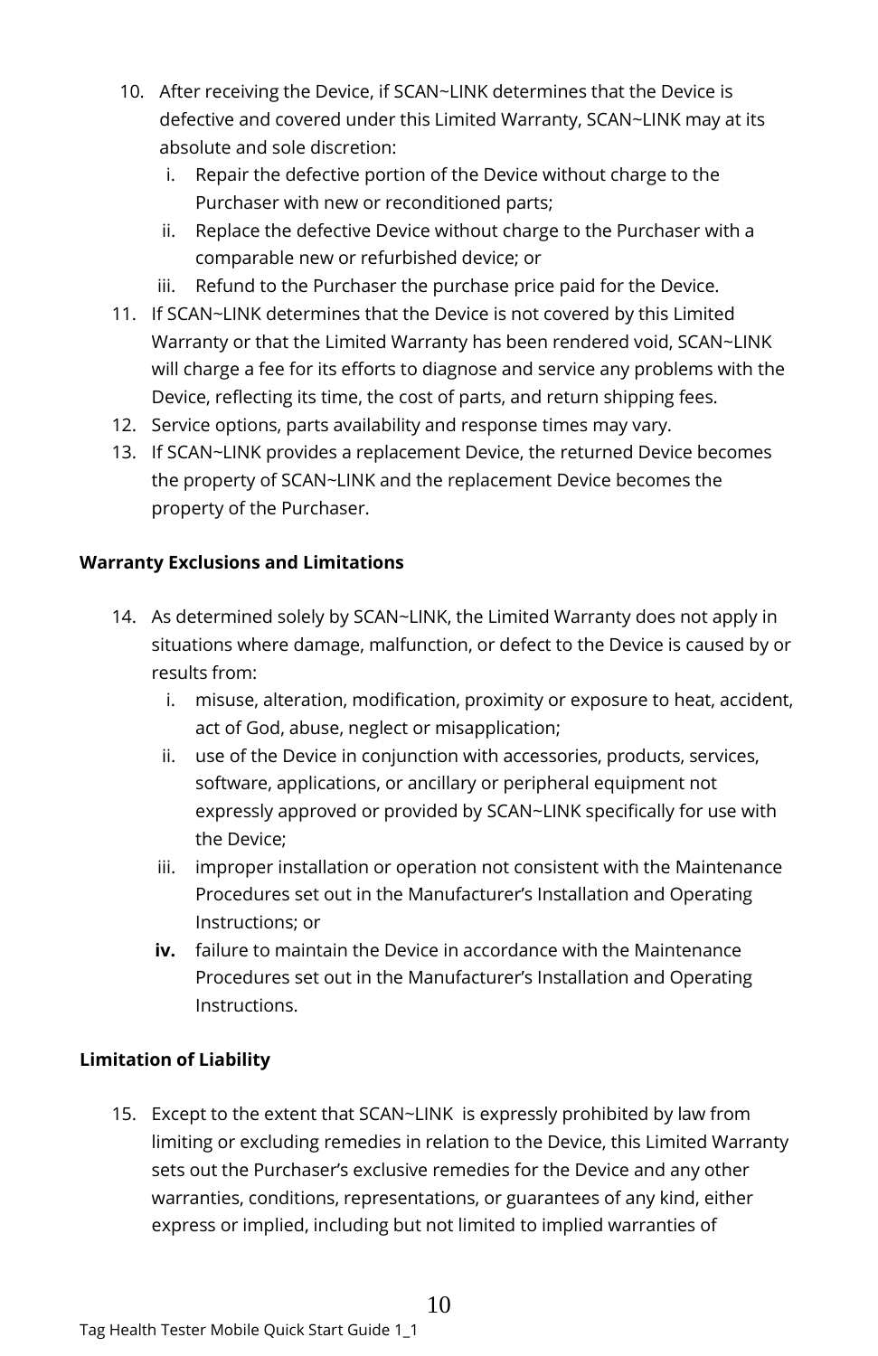10. After receiving the Device, if SCAN~LINK determines that the Device is defective and covered under this Limited Warranty, SCAN~LINK may at its absolute and sole discretion:
    i. Repair the defective portion of the Device without charge to the Purchaser with new or reconditioned parts;
    ii. Replace the defective Device without charge to the Purchaser with a comparable new or refurbished device; or
    iii. Refund to the Purchaser the purchase price paid for the Device.
11. If SCAN~LINK determines that the Device is not covered by this Limited Warranty or that the Limited Warranty has been rendered void, SCAN~LINK will charge a fee for its efforts to diagnose and service any problems with the Device, reflecting its time, the cost of parts, and return shipping fees.
12. Service options, parts availability and response times may vary.
13. If SCAN~LINK provides a replacement Device, the returned Device becomes the property of SCAN~LINK and the replacement Device becomes the property of the Purchaser.

**Warranty Exclusions and Limitations**

14. As determined solely by SCAN~LINK, the Limited Warranty does not apply in situations where damage, malfunction, or defect to the Device is caused by or results from:
    i. misuse, alteration, modification, proximity or exposure to heat, accident, act of God, abuse, neglect or misapplication;
    ii. use of the Device in conjunction with accessories, products, services, software, applications, or ancillary or peripheral equipment not expressly approved or provided by SCAN~LINK specifically for use with the Device;
    iii. improper installation or operation not consistent with the Maintenance Procedures set out in the Manufacturer's Installation and Operating Instructions; or
    **iv.** failure to maintain the Device in accordance with the Maintenance Procedures set out in the Manufacturer's Installation and Operating Instructions.

**Limitation of Liability**

15. Except to the extent that SCAN~LINK is expressly prohibited by law from limiting or excluding remedies in relation to the Device, this Limited Warranty sets out the Purchaser's exclusive remedies for the Device and any other warranties, conditions, representations, or guarantees of any kind, either express or implied, including but not limited to implied warranties of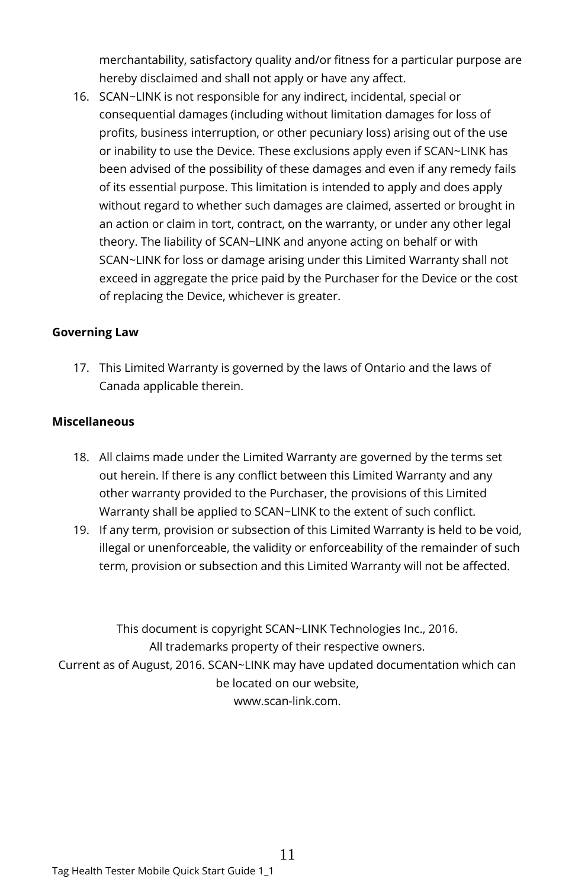merchantability, satisfactory quality and/or fitness for a particular purpose are hereby disclaimed and shall not apply or have any affect.

16. SCAN~LINK is not responsible for any indirect, incidental, special or consequential damages (including without limitation damages for loss of profits, business interruption, or other pecuniary loss) arising out of the use or inability to use the Device. These exclusions apply even if SCAN~LINK has been advised of the possibility of these damages and even if any remedy fails of its essential purpose. This limitation is intended to apply and does apply without regard to whether such damages are claimed, asserted or brought in an action or claim in tort, contract, on the warranty, or under any other legal theory. The liability of SCAN~LINK and anyone acting on behalf or with SCAN~LINK for loss or damage arising under this Limited Warranty shall not exceed in aggregate the price paid by the Purchaser for the Device or the cost of replacing the Device, whichever is greater.

**Governing Law**

17. This Limited Warranty is governed by the laws of Ontario and the laws of Canada applicable therein.

**Miscellaneous**

18. All claims made under the Limited Warranty are governed by the terms set out herein. If there is any conflict between this Limited Warranty and any other warranty provided to the Purchaser, the provisions of this Limited Warranty shall be applied to SCAN~LINK to the extent of such conflict.
19. If any term, provision or subsection of this Limited Warranty is held to be void, illegal or unenforceable, the validity or enforceability of the remainder of such term, provision or subsection and this Limited Warranty will not be affected.

This document is copyright SCAN~LINK Technologies Inc., 2016.
All trademarks property of their respective owners.
Current as of August, 2016. SCAN~LINK may have updated documentation which can be located on our website,
www.scan-link.com.